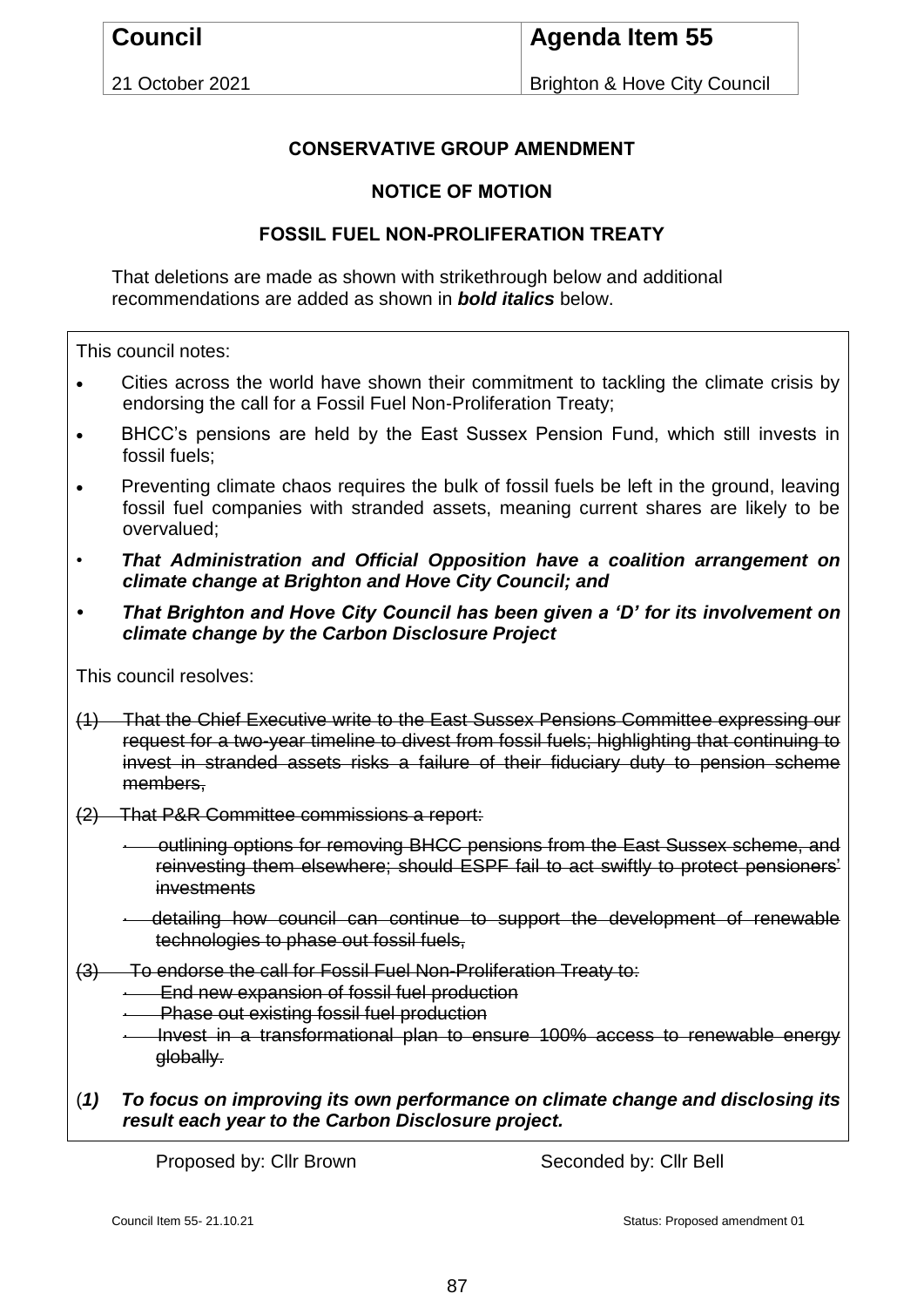| Council | Agenda Item 55 |
| --- | --- |
| 21 October 2021 | Brighton & Hove City Council |

**CONSERVATIVE GROUP AMENDMENT**

**NOTICE OF MOTION**

**FOSSIL FUEL NON-PROLIFERATION TREATY**

That deletions are made as shown with strikethrough below and additional recommendations are added as shown in ***bold italics*** below.

This council notes:

- Cities across the world have shown their commitment to tackling the climate crisis by endorsing the call for a Fossil Fuel Non-Proliferation Treaty;
- BHCC's pensions are held by the East Sussex Pension Fund, which still invests in fossil fuels;
- Preventing climate chaos requires the bulk of fossil fuels be left in the ground, leaving fossil fuel companies with stranded assets, meaning current shares are likely to be overvalued;
- ***That Administration and Official Opposition have a coalition arrangement on climate change at Brighton and Hove City Council; and***
- ***That Brighton and Hove City Council has been given a 'D' for its involvement on climate change by the Carbon Disclosure Project***

This council resolves:

~~(1) That the Chief Executive write to the East Sussex Pensions Committee expressing our request for a two-year timeline to divest from fossil fuels; highlighting that continuing to invest in stranded assets risks a failure of their fiduciary duty to pension scheme members,~~

~~(2) That P&R Committee commissions a report:~~

- ~~outlining options for removing BHCC pensions from the East Sussex scheme, and reinvesting them elsewhere; should ESPF fail to act swiftly to protect pensioners' investments~~
- ~~detailing how council can continue to support the development of renewable technologies to phase out fossil fuels,~~

~~(3) To endorse the call for Fossil Fuel Non-Proliferation Treaty to:~~

- ~~End new expansion of fossil fuel production~~
- ~~Phase out existing fossil fuel production~~
- ~~Invest in a transformational plan to ensure 100% access to renewable energy globally.~~

(***1) To focus on improving its own performance on climate change and disclosing its result each year to the Carbon Disclosure project.***

Proposed by: Cllr Brown Seconded by: Cllr Bell

Council Item 55- 21.10.21 Status: Proposed amendment 01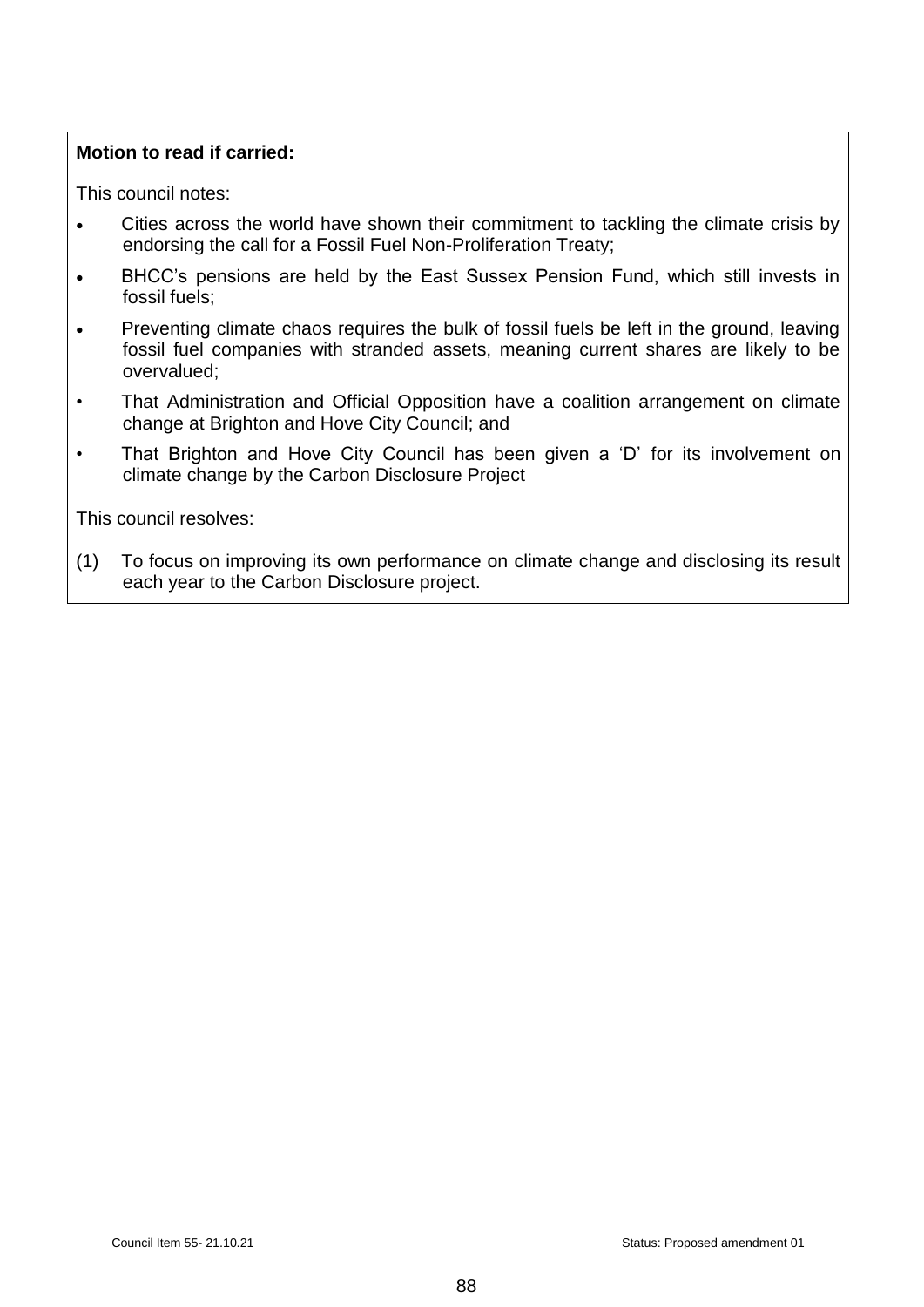**Motion to read if carried:**

This council notes:

- Cities across the world have shown their commitment to tackling the climate crisis by endorsing the call for a Fossil Fuel Non-Proliferation Treaty;
- BHCC's pensions are held by the East Sussex Pension Fund, which still invests in fossil fuels;
- Preventing climate chaos requires the bulk of fossil fuels be left in the ground, leaving fossil fuel companies with stranded assets, meaning current shares are likely to be overvalued;
- That Administration and Official Opposition have a coalition arrangement on climate change at Brighton and Hove City Council; and
- That Brighton and Hove City Council has been given a 'D' for its involvement on climate change by the Carbon Disclosure Project

This council resolves:

(1) To focus on improving its own performance on climate change and disclosing its result each year to the Carbon Disclosure project.

Council Item 55- 21.10.21 Status: Proposed amendment 01